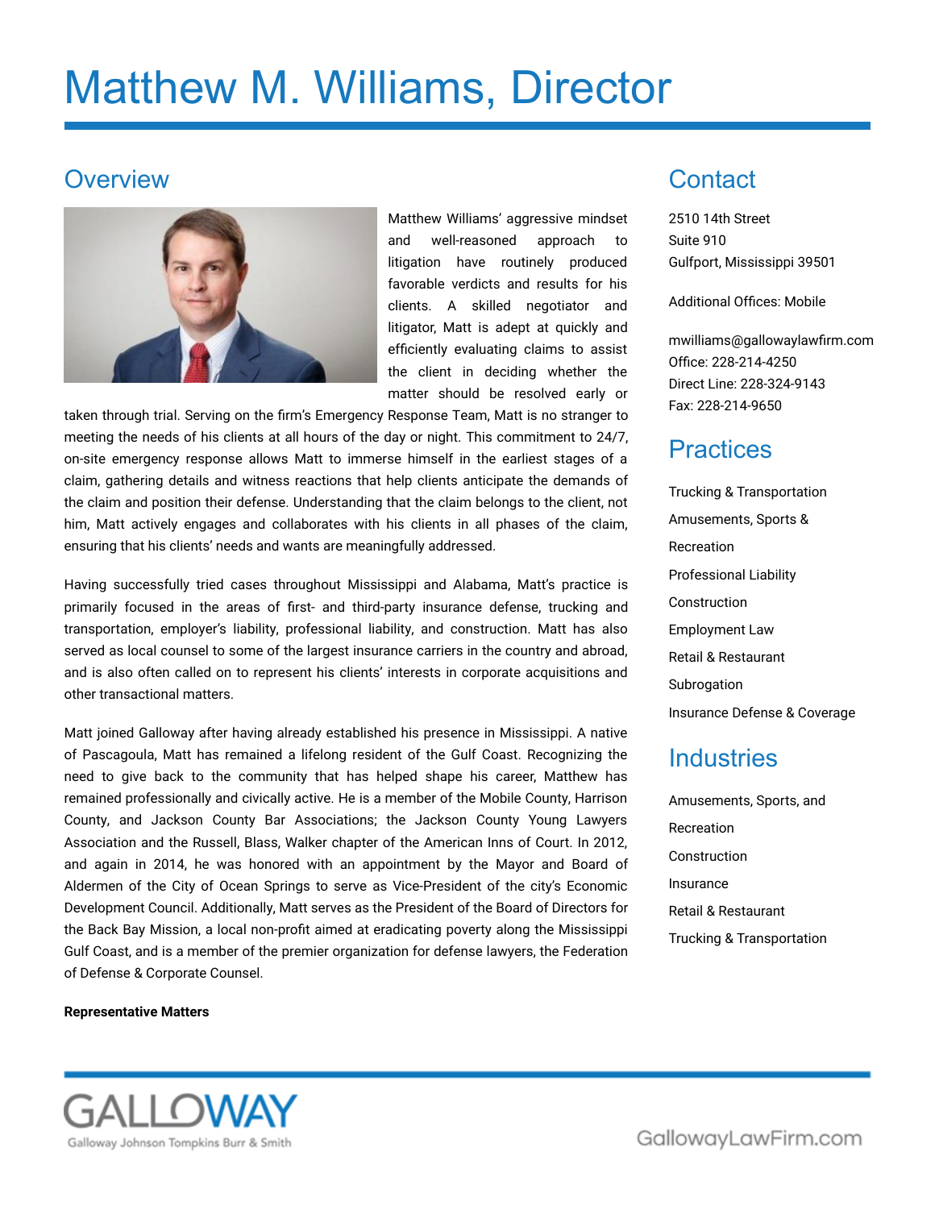# Matthew M. Williams, Director

## Overview

Matthew Williams' aggressive mindset and well-reasoned approach to litigation have routinely produced favorable verdicts and results for his clients. A skilled negotiator and litigator, Matt is adept at quickly and efficiently evaluating claims to assist the client in deciding whether the matter should be resolved early or taken through trial. Serving on the firm's Emergency Response Team, Matt is no stranger to meeting the needs of his clients at all hours of the day or night. This commitment to 24/7, on-site emergency response allows Matt to immerse himself in the earliest stages of a claim, gathering details and witness reactions that help clients anticipate the demands of the claim and position their defense. Understanding that the claim belongs to the client, not him, Matt actively engages and collaborates with his clients in all phases of the claim, ensuring that his clients' needs and wants are meaningfully addressed.

Having successfully tried cases throughout Mississippi and Alabama, Matt's practice is primarily focused in the areas of first- and third-party insurance defense, trucking and transportation, employer's liability, professional liability, and construction. Matt has also served as local counsel to some of the largest insurance carriers in the country and abroad, and is also often called on to represent his clients' interests in corporate acquisitions and other transactional matters.

Matt joined Galloway after having already established his presence in Mississippi. A native of Pascagoula, Matt has remained a lifelong resident of the Gulf Coast. Recognizing the need to give back to the community that has helped shape his career, Matthew has remained professionally and civically active. He is a member of the Mobile County, Harrison County, and Jackson County Bar Associations; the Jackson County Young Lawyers Association and the Russell, Blass, Walker chapter of the American Inns of Court. In 2012, and again in 2014, he was honored with an appointment by the Mayor and Board of Aldermen of the City of Ocean Springs to serve as Vice-President of the city's Economic Development Council. Additionally, Matt serves as the President of the Board of Directors for the Back Bay Mission, a local non-profit aimed at eradicating poverty along the Mississippi Gulf Coast, and is a member of the premier organization for defense lawyers, the Federation of Defense & Corporate Counsel.

**Representative Matters**

## Contact

2510 14th Street
Suite 910
Gulfport, Mississippi 39501

Additional Offices: Mobile

mwilliams@gallowaylawfirm.com
Office: 228-214-4250
Direct Line: 228-324-9143
Fax: 228-214-9650

## Practices

- Trucking & Transportation
- Amusements, Sports & Recreation
- Professional Liability
- Construction
- Employment Law
- Retail & Restaurant
- Subrogation
- Insurance Defense & Coverage

## Industries

- Amusements, Sports, and Recreation
- Construction
- Insurance
- Retail & Restaurant
- Trucking & Transportation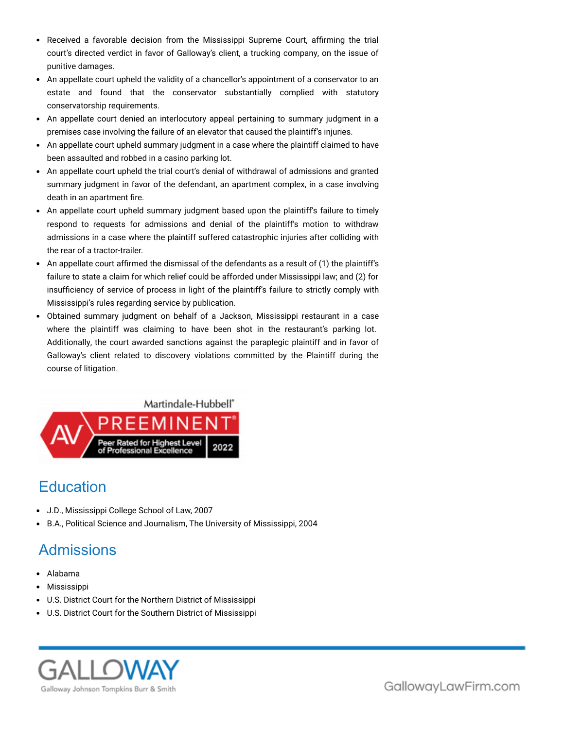- Received a favorable decision from the Mississippi Supreme Court, affirming the trial court's directed verdict in favor of Galloway's client, a trucking company, on the issue of punitive damages.
- An appellate court upheld the validity of a chancellor's appointment of a conservator to an estate and found that the conservator substantially complied with statutory conservatorship requirements.
- An appellate court denied an interlocutory appeal pertaining to summary judgment in a premises case involving the failure of an elevator that caused the plaintiff's injuries.
- An appellate court upheld summary judgment in a case where the plaintiff claimed to have been assaulted and robbed in a casino parking lot.
- An appellate court upheld the trial court's denial of withdrawal of admissions and granted summary judgment in favor of the defendant, an apartment complex, in a case involving death in an apartment fire.
- An appellate court upheld summary judgment based upon the plaintiff's failure to timely respond to requests for admissions and denial of the plaintiff's motion to withdraw admissions in a case where the plaintiff suffered catastrophic injuries after colliding with the rear of a tractor-trailer.
- An appellate court affirmed the dismissal of the defendants as a result of (1) the plaintiff's failure to state a claim for which relief could be afforded under Mississippi law; and (2) for insufficiency of service of process in light of the plaintiff's failure to strictly comply with Mississippi's rules regarding service by publication.
- Obtained summary judgment on behalf of a Jackson, Mississippi restaurant in a case where the plaintiff was claiming to have been shot in the restaurant's parking lot. Additionally, the court awarded sanctions against the paraplegic plaintiff and in favor of Galloway's client related to discovery violations committed by the Plaintiff during the course of litigation.

Martindale-Hubbell® AV PREEMINENT® Peer Rated for Highest Level of Professional Excellence 2022

## Education

- J.D., Mississippi College School of Law, 2007
- B.A., Political Science and Journalism, The University of Mississippi, 2004

## Admissions

- Alabama
- Mississippi
- U.S. District Court for the Northern District of Mississippi
- U.S. District Court for the Southern District of Mississippi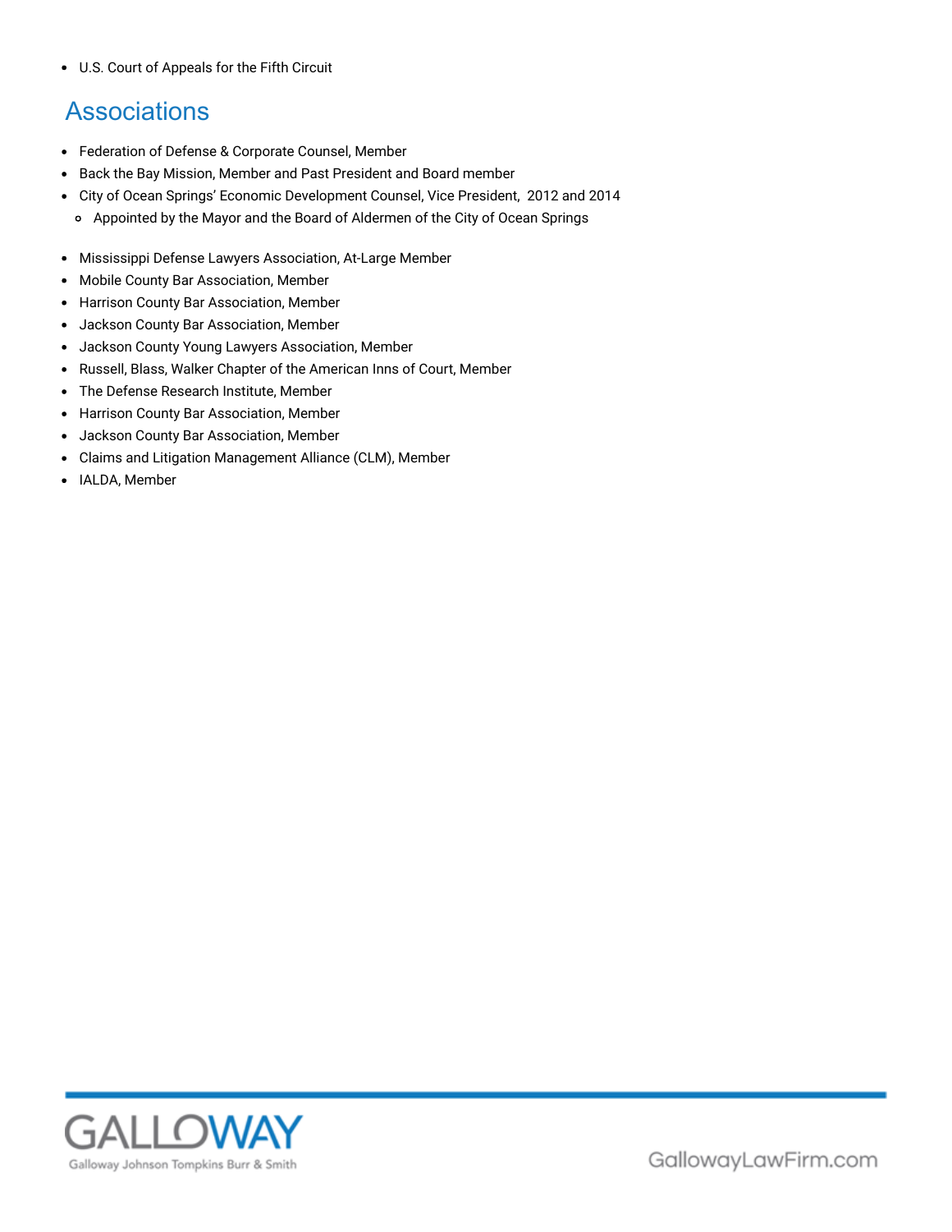- U.S. Court of Appeals for the Fifth Circuit

## Associations

- Federation of Defense & Corporate Counsel, Member
- Back the Bay Mission, Member and Past President and Board member
- City of Ocean Springs' Economic Development Counsel, Vice President, 2012 and 2014
  - Appointed by the Mayor and the Board of Aldermen of the City of Ocean Springs

- Mississippi Defense Lawyers Association, At-Large Member
- Mobile County Bar Association, Member
- Harrison County Bar Association, Member
- Jackson County Bar Association, Member
- Jackson County Young Lawyers Association, Member
- Russell, Blass, Walker Chapter of the American Inns of Court, Member
- The Defense Research Institute, Member
- Harrison County Bar Association, Member
- Jackson County Bar Association, Member
- Claims and Litigation Management Alliance (CLM), Member
- IALDA, Member